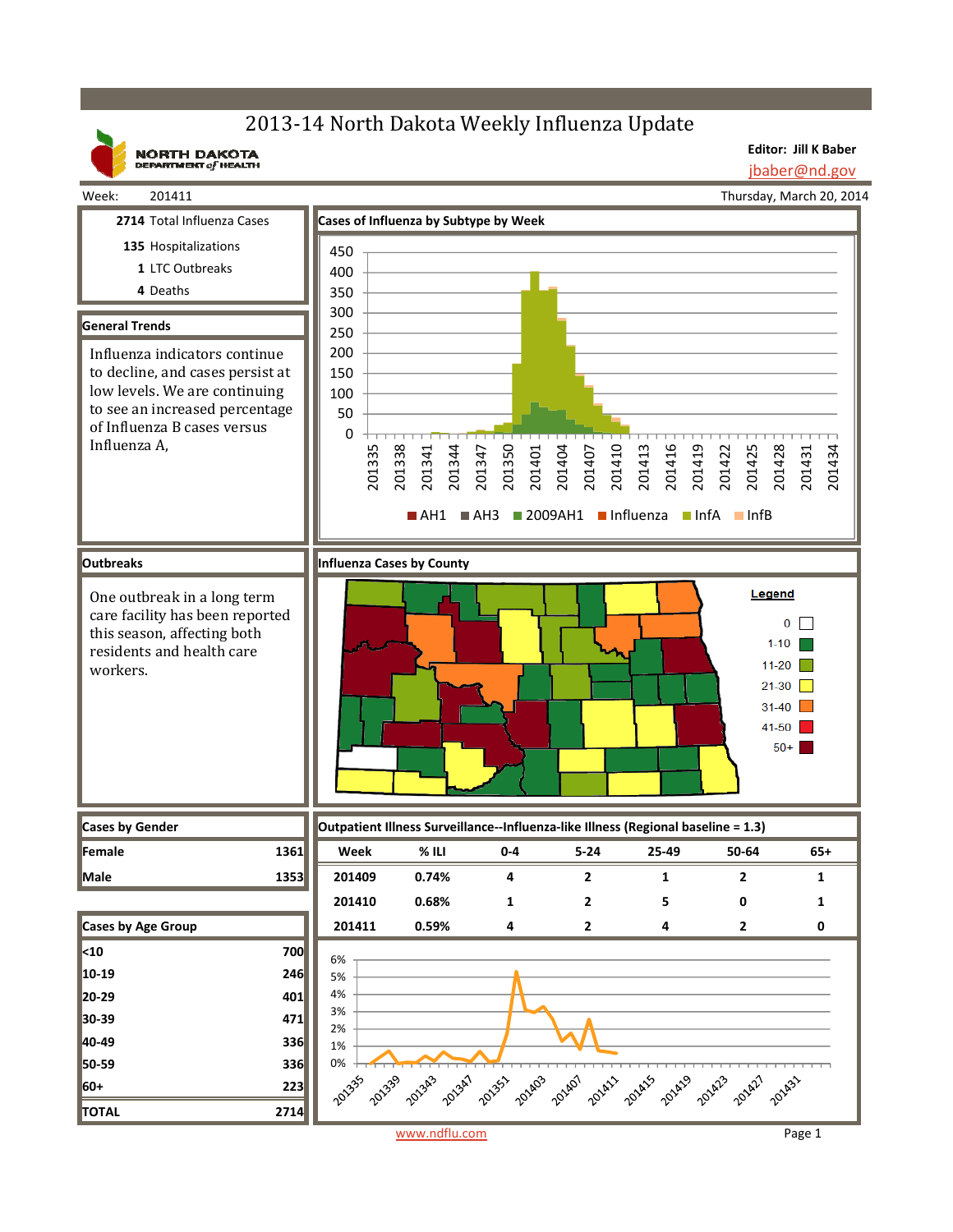# 2013-14 North Dakota Weekly Influenza Update

NORTH DAKOTA DEPARTMENT of HEALTH

**Editor: Jill K Baber**
jbaber@nd.gov

Week: 201411 — Thursday, March 20, 2014

**2714** Total Influenza Cases
**135** Hospitalizations
**1** LTC Outbreaks
**4** Deaths

## General Trends

Influenza indicators continue to decline, and cases persist at low levels. We are continuing to see an increased percentage of Influenza B cases versus Influenza A,

## Cases of Influenza by Subtype by Week

Legend: AH1, AH3, 2009AH1, Influenza, InfA, InfB

## Outbreaks

One outbreak in a long term care facility has been reported this season, affecting both residents and health care workers.

## Influenza Cases by County

Legend: 0, 1-10, 11-20, 21-30, 31-40, 41-50, 50+

## Cases by Gender

| | |
|---|---|
| Female | 1361 |
| Male | 1353 |

## Cases by Age Group

| | |
|---|---|
| <10 | 700 |
| 10-19 | 246 |
| 20-29 | 401 |
| 30-39 | 471 |
| 40-49 | 336 |
| 50-59 | 336 |
| 60+ | 223 |
| TOTAL | 2714 |

## Outpatient Illness Surveillance--Influenza-like Illness (Regional baseline = 1.3)

| Week | % ILI | 0-4 | 5-24 | 25-49 | 50-64 | 65+ |
|---|---|---|---|---|---|---|
| 201409 | 0.74% | 4 | 2 | 1 | 2 | 1 |
| 201410 | 0.68% | 1 | 2 | 5 | 0 | 1 |
| 201411 | 0.59% | 4 | 2 | 4 | 2 | 0 |

www.ndflu.com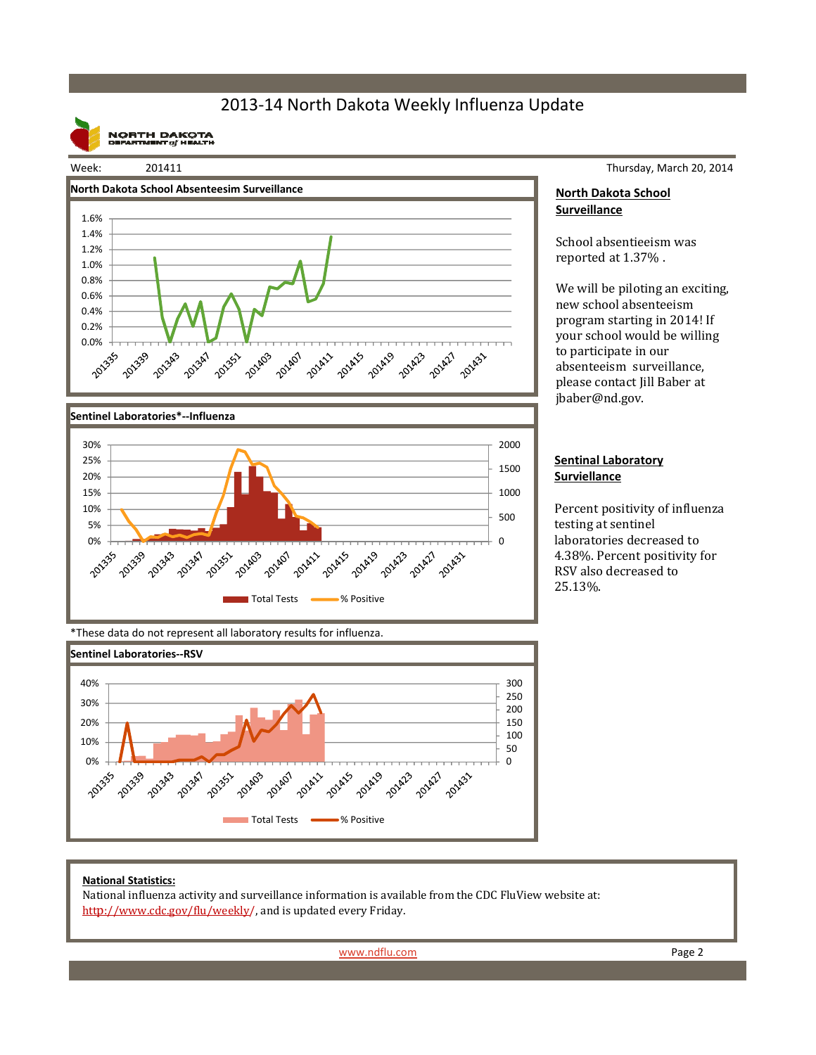# 2013-14 North Dakota Weekly Influenza Update

NORTH DAKOTA DEPARTMENT of HEALTH

Week: 201411

Thursday, March 20, 2014

## North Dakota School Absenteesim Surveillance

1.6%
1.4%
1.2%
1.0%
0.8%
0.6%
0.4%
0.2%
0.0%

201335 201339 201343 201347 201351 201403 201407 201411 201415 201419 201423 201427 201431

## Sentinel Laboratories*--Influenza

30%
25%
20%
15%
10%
5%
0%

2000
1500
1000
500
0

201335 201339 201343 201347 201351 201403 201407 201411 201415 201419 201423 201427 201431

Total Tests
% Positive

*These data do not represent all laboratory results for influenza.

## Sentinel Laboratories--RSV

40%
30%
20%
10%
0%

300
250
200
150
100
50
0

201335 201339 201343 201347 201351 201403 201407 201411 201415 201419 201423 201427 201431

Total Tests
% Positive

## North Dakota School Surveillance

School absentieeism was reported at 1.37% .

We will be piloting an exciting, new school absenteeism program starting in 2014! If your school would be willing to participate in our absenteeism surveillance, please contact Jill Baber at jbaber@nd.gov.

## Sentinal Laboratory Surviellance

Percent positivity of influenza testing at sentinel laboratories decreased to 4.38%. Percent positivity for RSV also decreased to 25.13%.

**National Statistics:**

National influenza activity and surveillance information is available from the CDC FluView website at: http://www.cdc.gov/flu/weekly/, and is updated every Friday.

www.ndflu.com